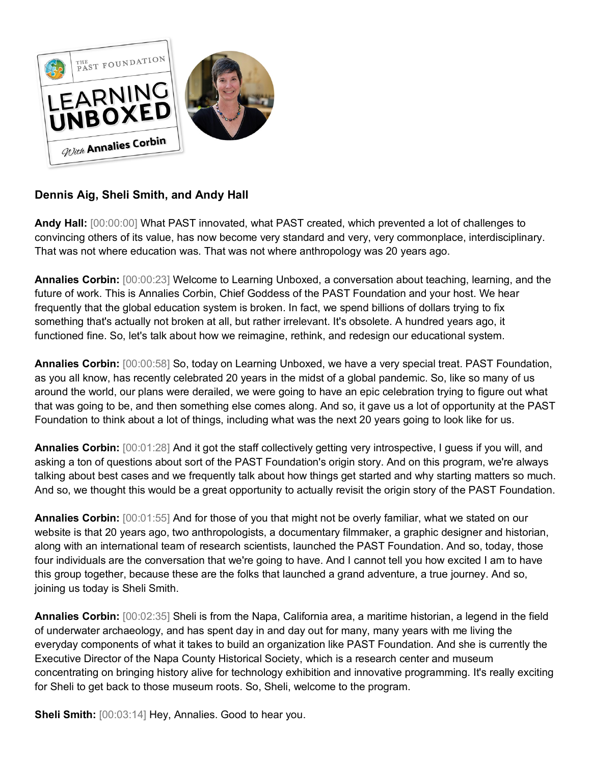**Dennis Aig, Sheli Smith, and Andy Hall**

**Andy Hall:** [00:00:00] What PAST innovated, what PAST created, which prevented a lot of challenges to convincing others of its value, has now become very standard and very, very commonplace, interdisciplinary. That was not where education was. That was not where anthropology was 20 years ago.

**Annalies Corbin:** [00:00:23] Welcome to Learning Unboxed, a conversation about teaching, learning, and the future of work. This is Annalies Corbin, Chief Goddess of the PAST Foundation and your host. We hear frequently that the global education system is broken. In fact, we spend billions of dollars trying to fix something that's actually not broken at all, but rather irrelevant. It's obsolete. A hundred years ago, it functioned fine. So, let's talk about how we reimagine, rethink, and redesign our educational system.

**Annalies Corbin:** [00:00:58] So, today on Learning Unboxed, we have a very special treat. PAST Foundation, as you all know, has recently celebrated 20 years in the midst of a global pandemic. So, like so many of us around the world, our plans were derailed, we were going to have an epic celebration trying to figure out what that was going to be, and then something else comes along. And so, it gave us a lot of opportunity at the PAST Foundation to think about a lot of things, including what was the next 20 years going to look like for us.

**Annalies Corbin:** [00:01:28] And it got the staff collectively getting very introspective, I guess if you will, and asking a ton of questions about sort of the PAST Foundation's origin story. And on this program, we're always talking about best cases and we frequently talk about how things get started and why starting matters so much. And so, we thought this would be a great opportunity to actually revisit the origin story of the PAST Foundation.

**Annalies Corbin:** [00:01:55] And for those of you that might not be overly familiar, what we stated on our website is that 20 years ago, two anthropologists, a documentary filmmaker, a graphic designer and historian, along with an international team of research scientists, launched the PAST Foundation. And so, today, those four individuals are the conversation that we're going to have. And I cannot tell you how excited I am to have this group together, because these are the folks that launched a grand adventure, a true journey. And so, joining us today is Sheli Smith.

**Annalies Corbin:** [00:02:35] Sheli is from the Napa, California area, a maritime historian, a legend in the field of underwater archaeology, and has spent day in and day out for many, many years with me living the everyday components of what it takes to build an organization like PAST Foundation. And she is currently the Executive Director of the Napa County Historical Society, which is a research center and museum concentrating on bringing history alive for technology exhibition and innovative programming. It's really exciting for Sheli to get back to those museum roots. So, Sheli, welcome to the program.

**Sheli Smith:** [00:03:14] Hey, Annalies. Good to hear you.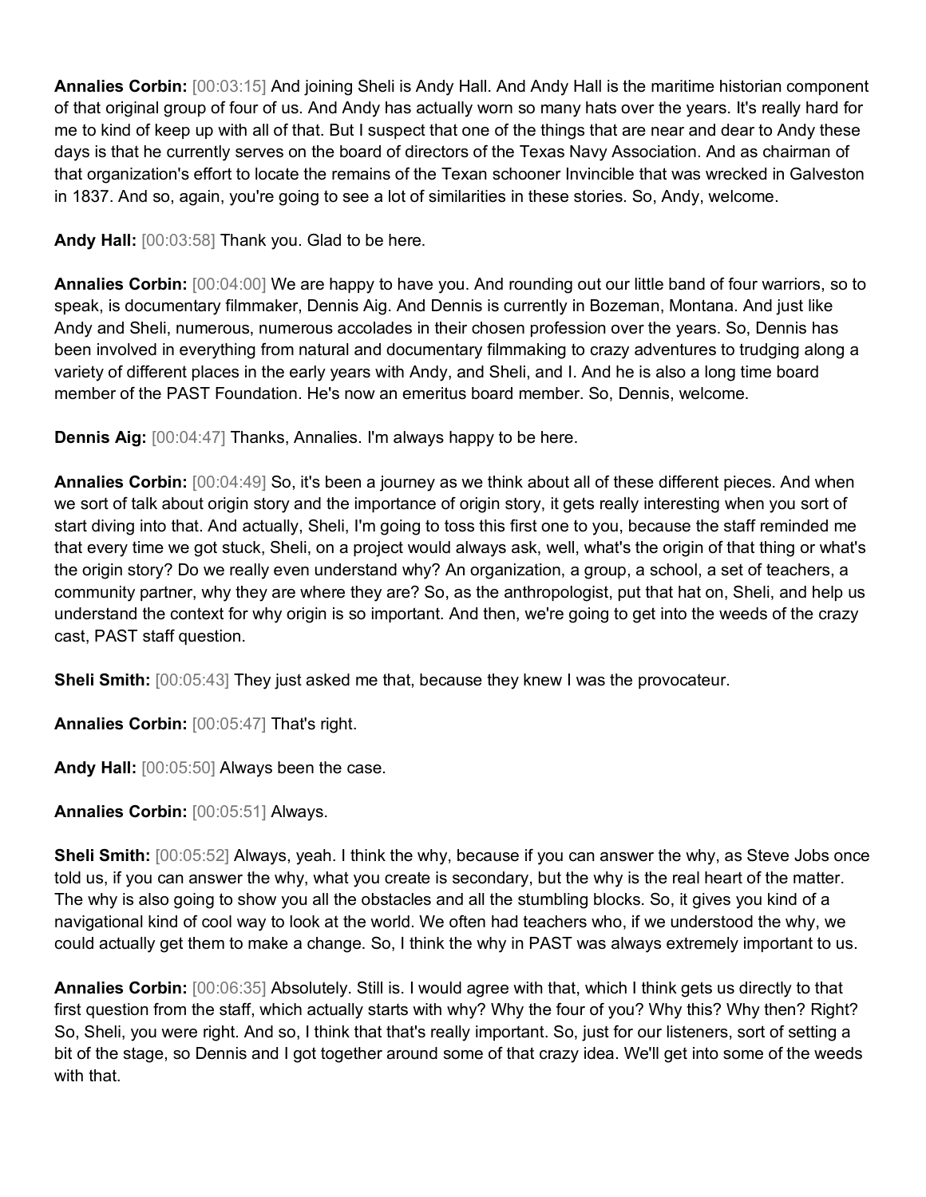**Annalies Corbin:** [00:03:15] And joining Sheli is Andy Hall. And Andy Hall is the maritime historian component of that original group of four of us. And Andy has actually worn so many hats over the years. It's really hard for me to kind of keep up with all of that. But I suspect that one of the things that are near and dear to Andy these days is that he currently serves on the board of directors of the Texas Navy Association. And as chairman of that organization's effort to locate the remains of the Texan schooner Invincible that was wrecked in Galveston in 1837. And so, again, you're going to see a lot of similarities in these stories. So, Andy, welcome.

**Andy Hall:** [00:03:58] Thank you. Glad to be here.

**Annalies Corbin:** [00:04:00] We are happy to have you. And rounding out our little band of four warriors, so to speak, is documentary filmmaker, Dennis Aig. And Dennis is currently in Bozeman, Montana. And just like Andy and Sheli, numerous, numerous accolades in their chosen profession over the years. So, Dennis has been involved in everything from natural and documentary filmmaking to crazy adventures to trudging along a variety of different places in the early years with Andy, and Sheli, and I. And he is also a long time board member of the PAST Foundation. He's now an emeritus board member. So, Dennis, welcome.

**Dennis Aig:** [00:04:47] Thanks, Annalies. I'm always happy to be here.

**Annalies Corbin:** [00:04:49] So, it's been a journey as we think about all of these different pieces. And when we sort of talk about origin story and the importance of origin story, it gets really interesting when you sort of start diving into that. And actually, Sheli, I'm going to toss this first one to you, because the staff reminded me that every time we got stuck, Sheli, on a project would always ask, well, what's the origin of that thing or what's the origin story? Do we really even understand why? An organization, a group, a school, a set of teachers, a community partner, why they are where they are? So, as the anthropologist, put that hat on, Sheli, and help us understand the context for why origin is so important. And then, we're going to get into the weeds of the crazy cast, PAST staff question.

**Sheli Smith:** [00:05:43] They just asked me that, because they knew I was the provocateur.

**Annalies Corbin:** [00:05:47] That's right.

**Andy Hall:** [00:05:50] Always been the case.

**Annalies Corbin:** [00:05:51] Always.

**Sheli Smith:** [00:05:52] Always, yeah. I think the why, because if you can answer the why, as Steve Jobs once told us, if you can answer the why, what you create is secondary, but the why is the real heart of the matter. The why is also going to show you all the obstacles and all the stumbling blocks. So, it gives you kind of a navigational kind of cool way to look at the world. We often had teachers who, if we understood the why, we could actually get them to make a change. So, I think the why in PAST was always extremely important to us.

**Annalies Corbin:** [00:06:35] Absolutely. Still is. I would agree with that, which I think gets us directly to that first question from the staff, which actually starts with why? Why the four of you? Why this? Why then? Right? So, Sheli, you were right. And so, I think that that's really important. So, just for our listeners, sort of setting a bit of the stage, so Dennis and I got together around some of that crazy idea. We'll get into some of the weeds with that.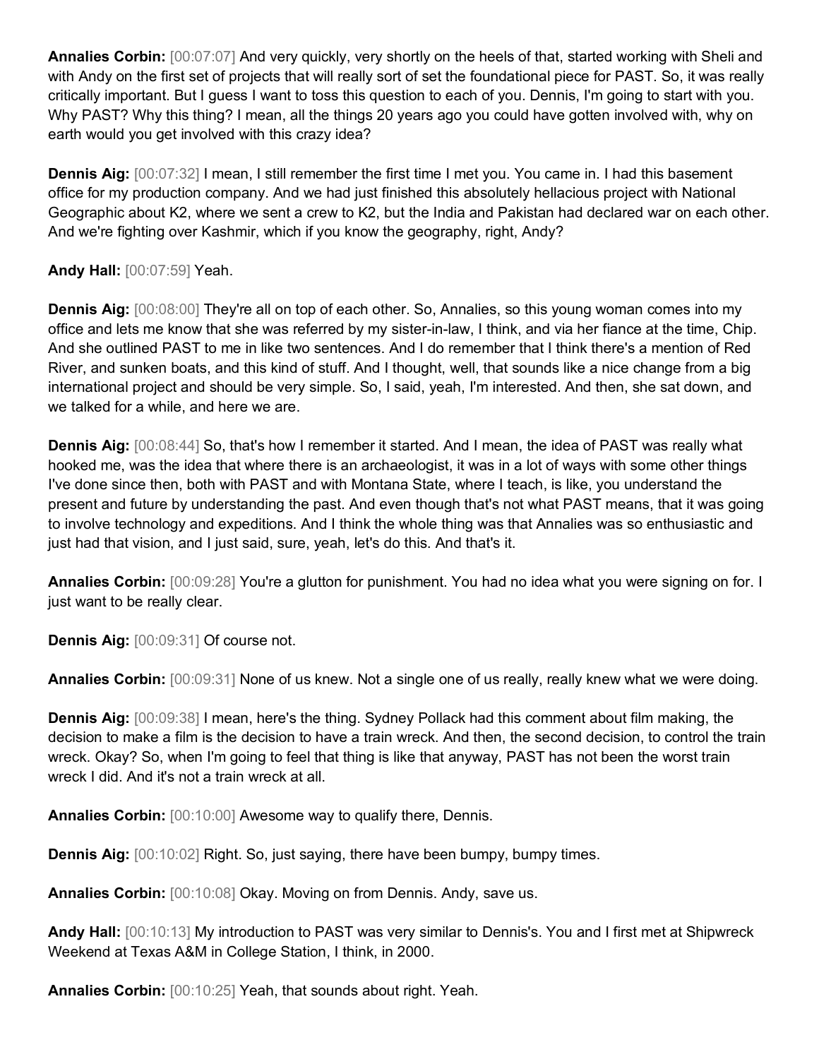**Annalies Corbin:** [00:07:07] And very quickly, very shortly on the heels of that, started working with Sheli and with Andy on the first set of projects that will really sort of set the foundational piece for PAST. So, it was really critically important. But I guess I want to toss this question to each of you. Dennis, I'm going to start with you. Why PAST? Why this thing? I mean, all the things 20 years ago you could have gotten involved with, why on earth would you get involved with this crazy idea?

**Dennis Aig:** [00:07:32] I mean, I still remember the first time I met you. You came in. I had this basement office for my production company. And we had just finished this absolutely hellacious project with National Geographic about K2, where we sent a crew to K2, but the India and Pakistan had declared war on each other. And we're fighting over Kashmir, which if you know the geography, right, Andy?

**Andy Hall:** [00:07:59] Yeah.

**Dennis Aig:** [00:08:00] They're all on top of each other. So, Annalies, so this young woman comes into my office and lets me know that she was referred by my sister-in-law, I think, and via her fiance at the time, Chip. And she outlined PAST to me in like two sentences. And I do remember that I think there's a mention of Red River, and sunken boats, and this kind of stuff. And I thought, well, that sounds like a nice change from a big international project and should be very simple. So, I said, yeah, I'm interested. And then, she sat down, and we talked for a while, and here we are.

**Dennis Aig:** [00:08:44] So, that's how I remember it started. And I mean, the idea of PAST was really what hooked me, was the idea that where there is an archaeologist, it was in a lot of ways with some other things I've done since then, both with PAST and with Montana State, where I teach, is like, you understand the present and future by understanding the past. And even though that's not what PAST means, that it was going to involve technology and expeditions. And I think the whole thing was that Annalies was so enthusiastic and just had that vision, and I just said, sure, yeah, let's do this. And that's it.

**Annalies Corbin:** [00:09:28] You're a glutton for punishment. You had no idea what you were signing on for. I just want to be really clear.

**Dennis Aig:** [00:09:31] Of course not.

**Annalies Corbin:** [00:09:31] None of us knew. Not a single one of us really, really knew what we were doing.

**Dennis Aig:** [00:09:38] I mean, here's the thing. Sydney Pollack had this comment about film making, the decision to make a film is the decision to have a train wreck. And then, the second decision, to control the train wreck. Okay? So, when I'm going to feel that thing is like that anyway, PAST has not been the worst train wreck I did. And it's not a train wreck at all.

**Annalies Corbin:** [00:10:00] Awesome way to qualify there, Dennis.

**Dennis Aig:** [00:10:02] Right. So, just saying, there have been bumpy, bumpy times.

**Annalies Corbin:** [00:10:08] Okay. Moving on from Dennis. Andy, save us.

**Andy Hall:** [00:10:13] My introduction to PAST was very similar to Dennis's. You and I first met at Shipwreck Weekend at Texas A&M in College Station, I think, in 2000.

**Annalies Corbin:** [00:10:25] Yeah, that sounds about right. Yeah.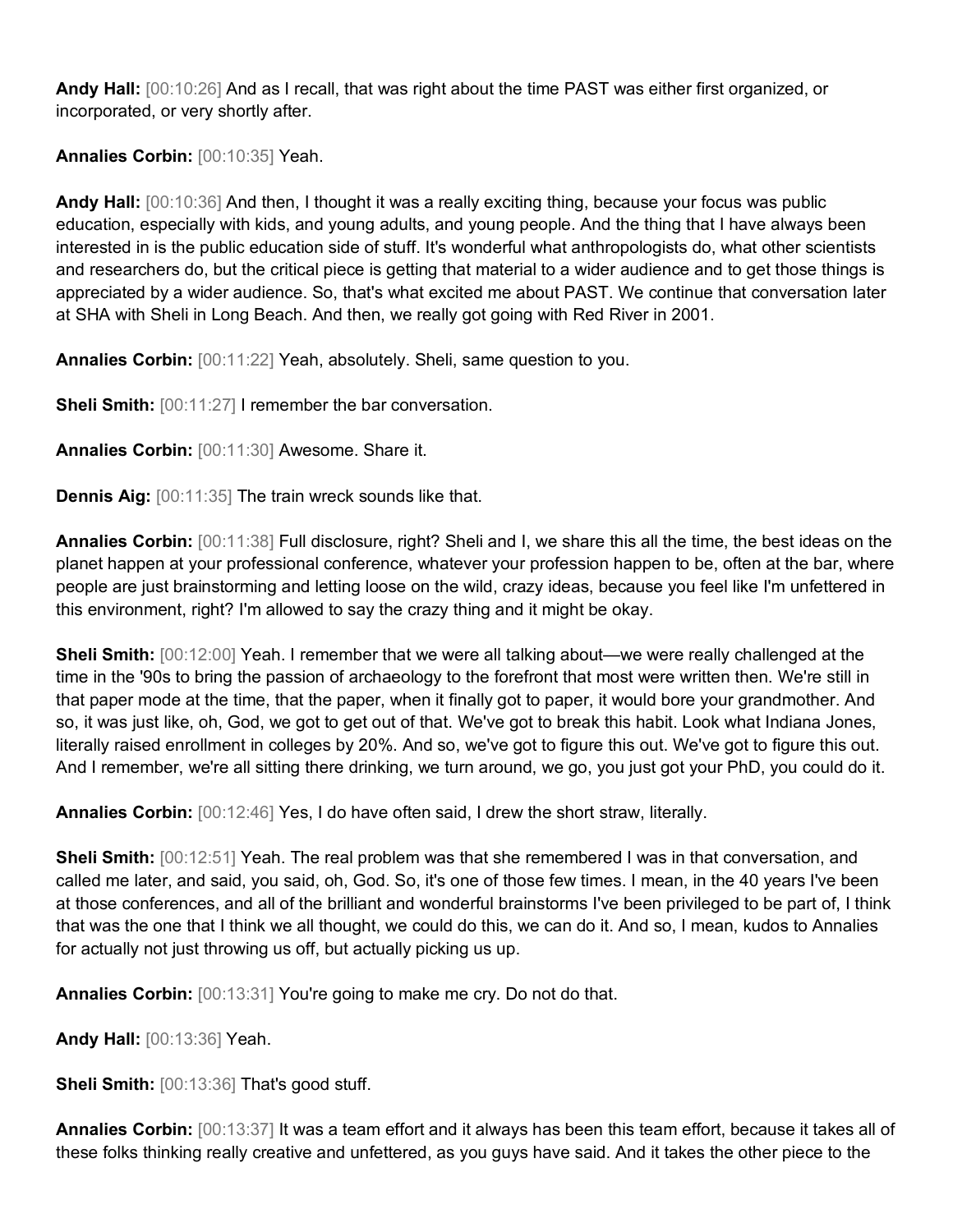**Andy Hall:** [00:10:26] And as I recall, that was right about the time PAST was either first organized, or incorporated, or very shortly after.

**Annalies Corbin:** [00:10:35] Yeah.

**Andy Hall:** [00:10:36] And then, I thought it was a really exciting thing, because your focus was public education, especially with kids, and young adults, and young people. And the thing that I have always been interested in is the public education side of stuff. It's wonderful what anthropologists do, what other scientists and researchers do, but the critical piece is getting that material to a wider audience and to get those things is appreciated by a wider audience. So, that's what excited me about PAST. We continue that conversation later at SHA with Sheli in Long Beach. And then, we really got going with Red River in 2001.

**Annalies Corbin:** [00:11:22] Yeah, absolutely. Sheli, same question to you.

**Sheli Smith:** [00:11:27] I remember the bar conversation.

**Annalies Corbin:** [00:11:30] Awesome. Share it.

**Dennis Aig:** [00:11:35] The train wreck sounds like that.

**Annalies Corbin:** [00:11:38] Full disclosure, right? Sheli and I, we share this all the time, the best ideas on the planet happen at your professional conference, whatever your profession happen to be, often at the bar, where people are just brainstorming and letting loose on the wild, crazy ideas, because you feel like I'm unfettered in this environment, right? I'm allowed to say the crazy thing and it might be okay.

**Sheli Smith:** [00:12:00] Yeah. I remember that we were all talking about—we were really challenged at the time in the '90s to bring the passion of archaeology to the forefront that most were written then. We're still in that paper mode at the time, that the paper, when it finally got to paper, it would bore your grandmother. And so, it was just like, oh, God, we got to get out of that. We've got to break this habit. Look what Indiana Jones, literally raised enrollment in colleges by 20%. And so, we've got to figure this out. We've got to figure this out. And I remember, we're all sitting there drinking, we turn around, we go, you just got your PhD, you could do it.

**Annalies Corbin:** [00:12:46] Yes, I do have often said, I drew the short straw, literally.

**Sheli Smith:** [00:12:51] Yeah. The real problem was that she remembered I was in that conversation, and called me later, and said, you said, oh, God. So, it's one of those few times. I mean, in the 40 years I've been at those conferences, and all of the brilliant and wonderful brainstorms I've been privileged to be part of, I think that was the one that I think we all thought, we could do this, we can do it. And so, I mean, kudos to Annalies for actually not just throwing us off, but actually picking us up.

**Annalies Corbin:** [00:13:31] You're going to make me cry. Do not do that.

**Andy Hall:** [00:13:36] Yeah.

**Sheli Smith:** [00:13:36] That's good stuff.

**Annalies Corbin:** [00:13:37] It was a team effort and it always has been this team effort, because it takes all of these folks thinking really creative and unfettered, as you guys have said. And it takes the other piece to the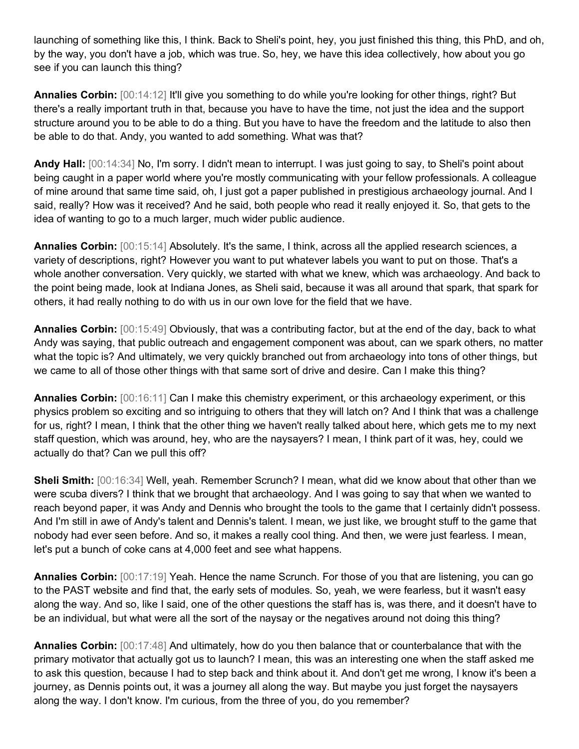launching of something like this, I think. Back to Sheli's point, hey, you just finished this thing, this PhD, and oh, by the way, you don't have a job, which was true. So, hey, we have this idea collectively, how about you go see if you can launch this thing?

**Annalies Corbin:** [00:14:12] It'll give you something to do while you're looking for other things, right? But there's a really important truth in that, because you have to have the time, not just the idea and the support structure around you to be able to do a thing. But you have to have the freedom and the latitude to also then be able to do that. Andy, you wanted to add something. What was that?

**Andy Hall:** [00:14:34] No, I'm sorry. I didn't mean to interrupt. I was just going to say, to Sheli's point about being caught in a paper world where you're mostly communicating with your fellow professionals. A colleague of mine around that same time said, oh, I just got a paper published in prestigious archaeology journal. And I said, really? How was it received? And he said, both people who read it really enjoyed it. So, that gets to the idea of wanting to go to a much larger, much wider public audience.

**Annalies Corbin:** [00:15:14] Absolutely. It's the same, I think, across all the applied research sciences, a variety of descriptions, right? However you want to put whatever labels you want to put on those. That's a whole another conversation. Very quickly, we started with what we knew, which was archaeology. And back to the point being made, look at Indiana Jones, as Sheli said, because it was all around that spark, that spark for others, it had really nothing to do with us in our own love for the field that we have.

**Annalies Corbin:** [00:15:49] Obviously, that was a contributing factor, but at the end of the day, back to what Andy was saying, that public outreach and engagement component was about, can we spark others, no matter what the topic is? And ultimately, we very quickly branched out from archaeology into tons of other things, but we came to all of those other things with that same sort of drive and desire. Can I make this thing?

**Annalies Corbin:** [00:16:11] Can I make this chemistry experiment, or this archaeology experiment, or this physics problem so exciting and so intriguing to others that they will latch on? And I think that was a challenge for us, right? I mean, I think that the other thing we haven't really talked about here, which gets me to my next staff question, which was around, hey, who are the naysayers? I mean, I think part of it was, hey, could we actually do that? Can we pull this off?

**Sheli Smith:** [00:16:34] Well, yeah. Remember Scrunch? I mean, what did we know about that other than we were scuba divers? I think that we brought that archaeology. And I was going to say that when we wanted to reach beyond paper, it was Andy and Dennis who brought the tools to the game that I certainly didn't possess. And I'm still in awe of Andy's talent and Dennis's talent. I mean, we just like, we brought stuff to the game that nobody had ever seen before. And so, it makes a really cool thing. And then, we were just fearless. I mean, let's put a bunch of coke cans at 4,000 feet and see what happens.

**Annalies Corbin:** [00:17:19] Yeah. Hence the name Scrunch. For those of you that are listening, you can go to the PAST website and find that, the early sets of modules. So, yeah, we were fearless, but it wasn't easy along the way. And so, like I said, one of the other questions the staff has is, was there, and it doesn't have to be an individual, but what were all the sort of the naysay or the negatives around not doing this thing?

**Annalies Corbin:** [00:17:48] And ultimately, how do you then balance that or counterbalance that with the primary motivator that actually got us to launch? I mean, this was an interesting one when the staff asked me to ask this question, because I had to step back and think about it. And don't get me wrong, I know it's been a journey, as Dennis points out, it was a journey all along the way. But maybe you just forget the naysayers along the way. I don't know. I'm curious, from the three of you, do you remember?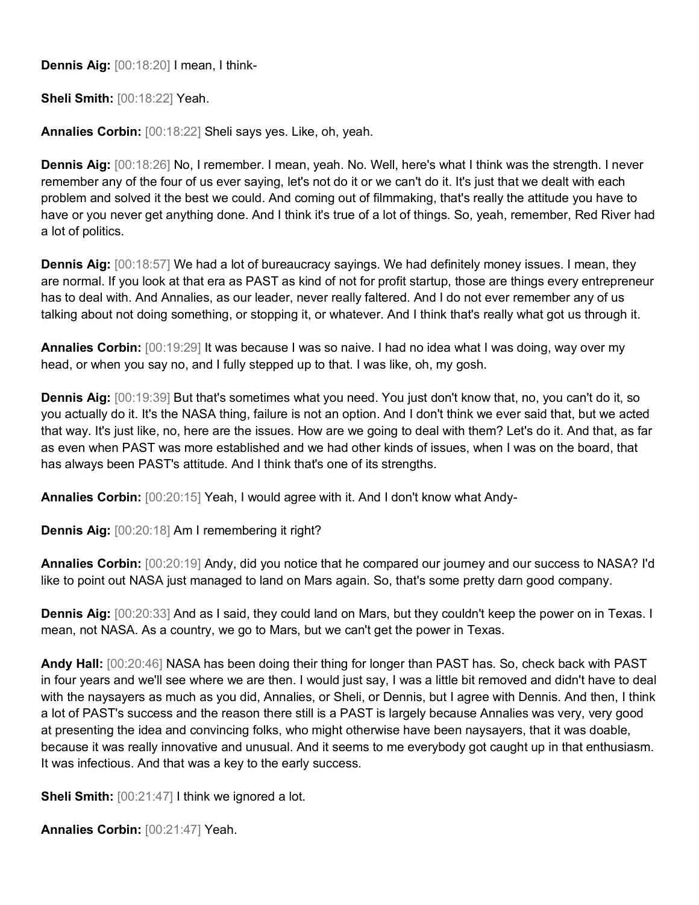**Dennis Aig:** [00:18:20] I mean, I think-

**Sheli Smith:** [00:18:22] Yeah.

**Annalies Corbin:** [00:18:22] Sheli says yes. Like, oh, yeah.

**Dennis Aig:** [00:18:26] No, I remember. I mean, yeah. No. Well, here's what I think was the strength. I never remember any of the four of us ever saying, let's not do it or we can't do it. It's just that we dealt with each problem and solved it the best we could. And coming out of filmmaking, that's really the attitude you have to have or you never get anything done. And I think it's true of a lot of things. So, yeah, remember, Red River had a lot of politics.

**Dennis Aig:** [00:18:57] We had a lot of bureaucracy sayings. We had definitely money issues. I mean, they are normal. If you look at that era as PAST as kind of not for profit startup, those are things every entrepreneur has to deal with. And Annalies, as our leader, never really faltered. And I do not ever remember any of us talking about not doing something, or stopping it, or whatever. And I think that's really what got us through it.

**Annalies Corbin:** [00:19:29] It was because I was so naive. I had no idea what I was doing, way over my head, or when you say no, and I fully stepped up to that. I was like, oh, my gosh.

**Dennis Aig:** [00:19:39] But that's sometimes what you need. You just don't know that, no, you can't do it, so you actually do it. It's the NASA thing, failure is not an option. And I don't think we ever said that, but we acted that way. It's just like, no, here are the issues. How are we going to deal with them? Let's do it. And that, as far as even when PAST was more established and we had other kinds of issues, when I was on the board, that has always been PAST's attitude. And I think that's one of its strengths.

**Annalies Corbin:** [00:20:15] Yeah, I would agree with it. And I don't know what Andy-

**Dennis Aig:** [00:20:18] Am I remembering it right?

**Annalies Corbin:** [00:20:19] Andy, did you notice that he compared our journey and our success to NASA? I'd like to point out NASA just managed to land on Mars again. So, that's some pretty darn good company.

**Dennis Aig:** [00:20:33] And as I said, they could land on Mars, but they couldn't keep the power on in Texas. I mean, not NASA. As a country, we go to Mars, but we can't get the power in Texas.

**Andy Hall:** [00:20:46] NASA has been doing their thing for longer than PAST has. So, check back with PAST in four years and we'll see where we are then. I would just say, I was a little bit removed and didn't have to deal with the naysayers as much as you did, Annalies, or Sheli, or Dennis, but I agree with Dennis. And then, I think a lot of PAST's success and the reason there still is a PAST is largely because Annalies was very, very good at presenting the idea and convincing folks, who might otherwise have been naysayers, that it was doable, because it was really innovative and unusual. And it seems to me everybody got caught up in that enthusiasm. It was infectious. And that was a key to the early success.

**Sheli Smith:** [00:21:47] I think we ignored a lot.

**Annalies Corbin:** [00:21:47] Yeah.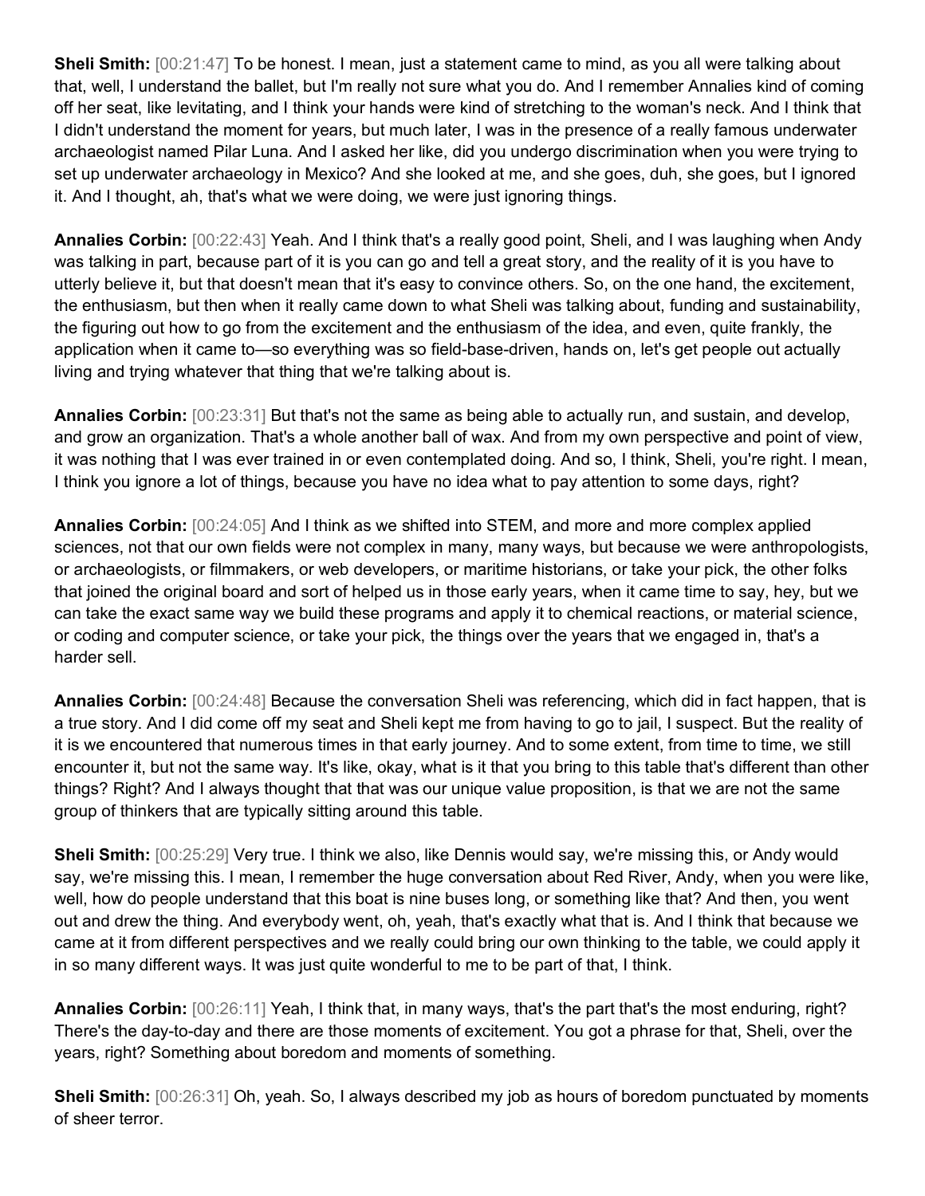**Sheli Smith:** [00:21:47] To be honest. I mean, just a statement came to mind, as you all were talking about that, well, I understand the ballet, but I'm really not sure what you do. And I remember Annalies kind of coming off her seat, like levitating, and I think your hands were kind of stretching to the woman's neck. And I think that I didn't understand the moment for years, but much later, I was in the presence of a really famous underwater archaeologist named Pilar Luna. And I asked her like, did you undergo discrimination when you were trying to set up underwater archaeology in Mexico? And she looked at me, and she goes, duh, she goes, but I ignored it. And I thought, ah, that's what we were doing, we were just ignoring things.

**Annalies Corbin:** [00:22:43] Yeah. And I think that's a really good point, Sheli, and I was laughing when Andy was talking in part, because part of it is you can go and tell a great story, and the reality of it is you have to utterly believe it, but that doesn't mean that it's easy to convince others. So, on the one hand, the excitement, the enthusiasm, but then when it really came down to what Sheli was talking about, funding and sustainability, the figuring out how to go from the excitement and the enthusiasm of the idea, and even, quite frankly, the application when it came to—so everything was so field-base-driven, hands on, let's get people out actually living and trying whatever that thing that we're talking about is.

**Annalies Corbin:** [00:23:31] But that's not the same as being able to actually run, and sustain, and develop, and grow an organization. That's a whole another ball of wax. And from my own perspective and point of view, it was nothing that I was ever trained in or even contemplated doing. And so, I think, Sheli, you're right. I mean, I think you ignore a lot of things, because you have no idea what to pay attention to some days, right?

**Annalies Corbin:** [00:24:05] And I think as we shifted into STEM, and more and more complex applied sciences, not that our own fields were not complex in many, many ways, but because we were anthropologists, or archaeologists, or filmmakers, or web developers, or maritime historians, or take your pick, the other folks that joined the original board and sort of helped us in those early years, when it came time to say, hey, but we can take the exact same way we build these programs and apply it to chemical reactions, or material science, or coding and computer science, or take your pick, the things over the years that we engaged in, that's a harder sell.

**Annalies Corbin:** [00:24:48] Because the conversation Sheli was referencing, which did in fact happen, that is a true story. And I did come off my seat and Sheli kept me from having to go to jail, I suspect. But the reality of it is we encountered that numerous times in that early journey. And to some extent, from time to time, we still encounter it, but not the same way. It's like, okay, what is it that you bring to this table that's different than other things? Right? And I always thought that that was our unique value proposition, is that we are not the same group of thinkers that are typically sitting around this table.

**Sheli Smith:** [00:25:29] Very true. I think we also, like Dennis would say, we're missing this, or Andy would say, we're missing this. I mean, I remember the huge conversation about Red River, Andy, when you were like, well, how do people understand that this boat is nine buses long, or something like that? And then, you went out and drew the thing. And everybody went, oh, yeah, that's exactly what that is. And I think that because we came at it from different perspectives and we really could bring our own thinking to the table, we could apply it in so many different ways. It was just quite wonderful to me to be part of that, I think.

**Annalies Corbin:** [00:26:11] Yeah, I think that, in many ways, that's the part that's the most enduring, right? There's the day-to-day and there are those moments of excitement. You got a phrase for that, Sheli, over the years, right? Something about boredom and moments of something.

**Sheli Smith:** [00:26:31] Oh, yeah. So, I always described my job as hours of boredom punctuated by moments of sheer terror.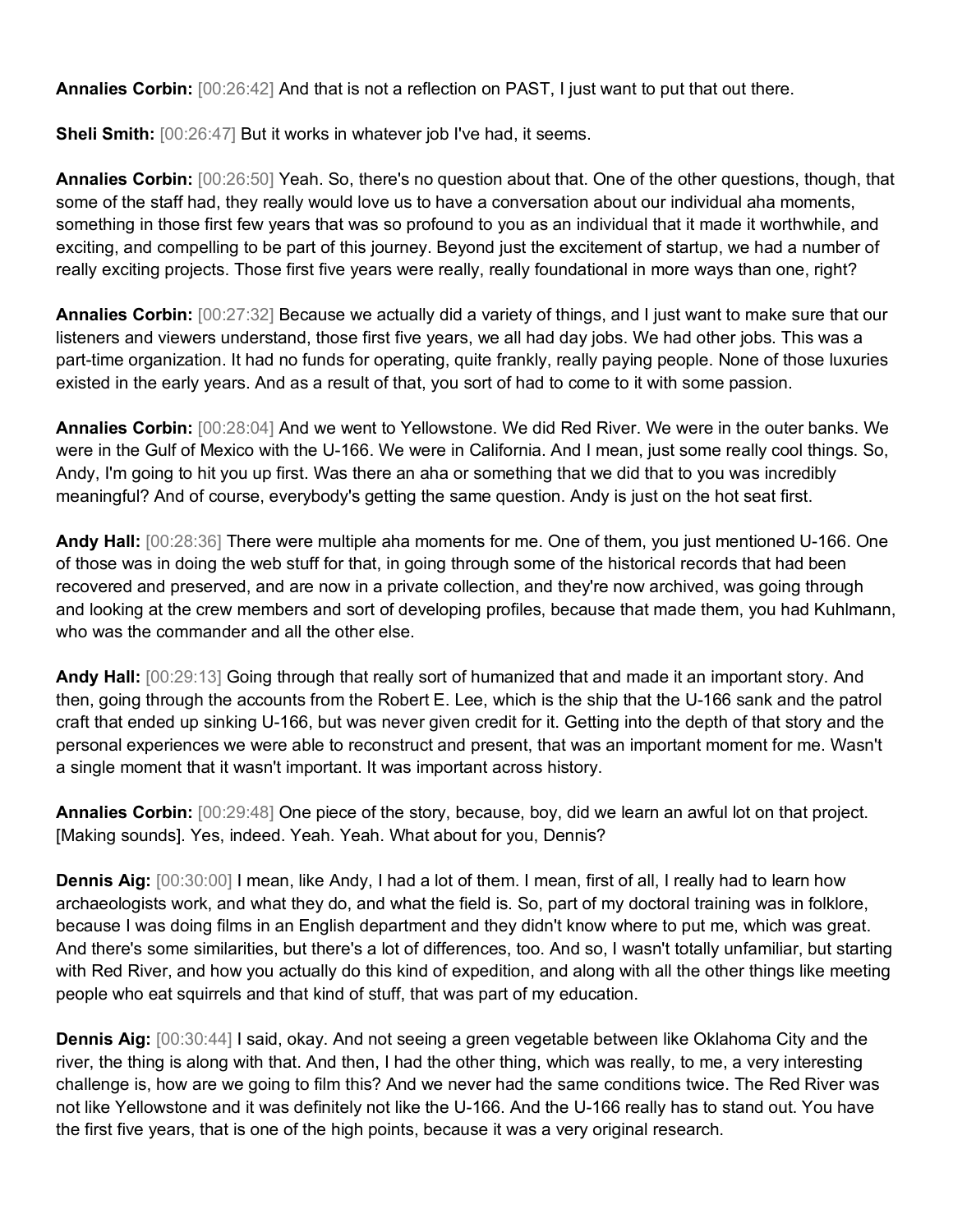**Annalies Corbin:** [00:26:42] And that is not a reflection on PAST, I just want to put that out there.

**Sheli Smith:** [00:26:47] But it works in whatever job I've had, it seems.

**Annalies Corbin:** [00:26:50] Yeah. So, there's no question about that. One of the other questions, though, that some of the staff had, they really would love us to have a conversation about our individual aha moments, something in those first few years that was so profound to you as an individual that it made it worthwhile, and exciting, and compelling to be part of this journey. Beyond just the excitement of startup, we had a number of really exciting projects. Those first five years were really, really foundational in more ways than one, right?

**Annalies Corbin:** [00:27:32] Because we actually did a variety of things, and I just want to make sure that our listeners and viewers understand, those first five years, we all had day jobs. We had other jobs. This was a part-time organization. It had no funds for operating, quite frankly, really paying people. None of those luxuries existed in the early years. And as a result of that, you sort of had to come to it with some passion.

**Annalies Corbin:** [00:28:04] And we went to Yellowstone. We did Red River. We were in the outer banks. We were in the Gulf of Mexico with the U-166. We were in California. And I mean, just some really cool things. So, Andy, I'm going to hit you up first. Was there an aha or something that we did that to you was incredibly meaningful? And of course, everybody's getting the same question. Andy is just on the hot seat first.

**Andy Hall:** [00:28:36] There were multiple aha moments for me. One of them, you just mentioned U-166. One of those was in doing the web stuff for that, in going through some of the historical records that had been recovered and preserved, and are now in a private collection, and they're now archived, was going through and looking at the crew members and sort of developing profiles, because that made them, you had Kuhlmann, who was the commander and all the other else.

**Andy Hall:** [00:29:13] Going through that really sort of humanized that and made it an important story. And then, going through the accounts from the Robert E. Lee, which is the ship that the U-166 sank and the patrol craft that ended up sinking U-166, but was never given credit for it. Getting into the depth of that story and the personal experiences we were able to reconstruct and present, that was an important moment for me. Wasn't a single moment that it wasn't important. It was important across history.

**Annalies Corbin:** [00:29:48] One piece of the story, because, boy, did we learn an awful lot on that project. [Making sounds]. Yes, indeed. Yeah. Yeah. What about for you, Dennis?

**Dennis Aig:** [00:30:00] I mean, like Andy, I had a lot of them. I mean, first of all, I really had to learn how archaeologists work, and what they do, and what the field is. So, part of my doctoral training was in folklore, because I was doing films in an English department and they didn't know where to put me, which was great. And there's some similarities, but there's a lot of differences, too. And so, I wasn't totally unfamiliar, but starting with Red River, and how you actually do this kind of expedition, and along with all the other things like meeting people who eat squirrels and that kind of stuff, that was part of my education.

**Dennis Aig:** [00:30:44] I said, okay. And not seeing a green vegetable between like Oklahoma City and the river, the thing is along with that. And then, I had the other thing, which was really, to me, a very interesting challenge is, how are we going to film this? And we never had the same conditions twice. The Red River was not like Yellowstone and it was definitely not like the U-166. And the U-166 really has to stand out. You have the first five years, that is one of the high points, because it was a very original research.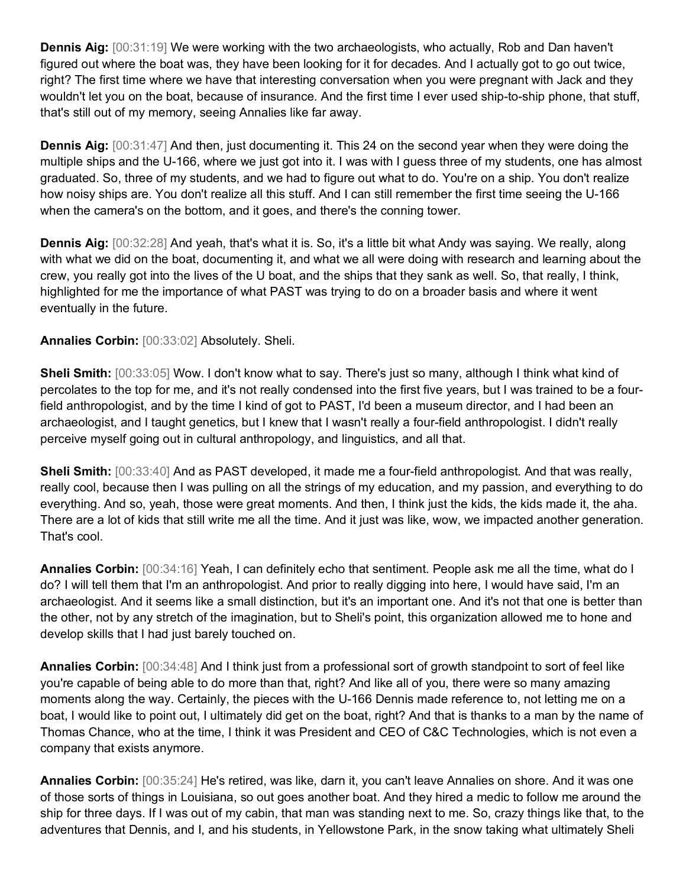**Dennis Aig:** [00:31:19] We were working with the two archaeologists, who actually, Rob and Dan haven't figured out where the boat was, they have been looking for it for decades. And I actually got to go out twice, right? The first time where we have that interesting conversation when you were pregnant with Jack and they wouldn't let you on the boat, because of insurance. And the first time I ever used ship-to-ship phone, that stuff, that's still out of my memory, seeing Annalies like far away.

**Dennis Aig:** [00:31:47] And then, just documenting it. This 24 on the second year when they were doing the multiple ships and the U-166, where we just got into it. I was with I guess three of my students, one has almost graduated. So, three of my students, and we had to figure out what to do. You're on a ship. You don't realize how noisy ships are. You don't realize all this stuff. And I can still remember the first time seeing the U-166 when the camera's on the bottom, and it goes, and there's the conning tower.

**Dennis Aig:** [00:32:28] And yeah, that's what it is. So, it's a little bit what Andy was saying. We really, along with what we did on the boat, documenting it, and what we all were doing with research and learning about the crew, you really got into the lives of the U boat, and the ships that they sank as well. So, that really, I think, highlighted for me the importance of what PAST was trying to do on a broader basis and where it went eventually in the future.

**Annalies Corbin:** [00:33:02] Absolutely. Sheli.

**Sheli Smith:** [00:33:05] Wow. I don't know what to say. There's just so many, although I think what kind of percolates to the top for me, and it's not really condensed into the first five years, but I was trained to be a four-field anthropologist, and by the time I kind of got to PAST, I'd been a museum director, and I had been an archaeologist, and I taught genetics, but I knew that I wasn't really a four-field anthropologist. I didn't really perceive myself going out in cultural anthropology, and linguistics, and all that.

**Sheli Smith:** [00:33:40] And as PAST developed, it made me a four-field anthropologist. And that was really, really cool, because then I was pulling on all the strings of my education, and my passion, and everything to do everything. And so, yeah, those were great moments. And then, I think just the kids, the kids made it, the aha. There are a lot of kids that still write me all the time. And it just was like, wow, we impacted another generation. That's cool.

**Annalies Corbin:** [00:34:16] Yeah, I can definitely echo that sentiment. People ask me all the time, what do I do? I will tell them that I'm an anthropologist. And prior to really digging into here, I would have said, I'm an archaeologist. And it seems like a small distinction, but it's an important one. And it's not that one is better than the other, not by any stretch of the imagination, but to Sheli's point, this organization allowed me to hone and develop skills that I had just barely touched on.

**Annalies Corbin:** [00:34:48] And I think just from a professional sort of growth standpoint to sort of feel like you're capable of being able to do more than that, right? And like all of you, there were so many amazing moments along the way. Certainly, the pieces with the U-166 Dennis made reference to, not letting me on a boat, I would like to point out, I ultimately did get on the boat, right? And that is thanks to a man by the name of Thomas Chance, who at the time, I think it was President and CEO of C&C Technologies, which is not even a company that exists anymore.

**Annalies Corbin:** [00:35:24] He's retired, was like, darn it, you can't leave Annalies on shore. And it was one of those sorts of things in Louisiana, so out goes another boat. And they hired a medic to follow me around the ship for three days. If I was out of my cabin, that man was standing next to me. So, crazy things like that, to the adventures that Dennis, and I, and his students, in Yellowstone Park, in the snow taking what ultimately Sheli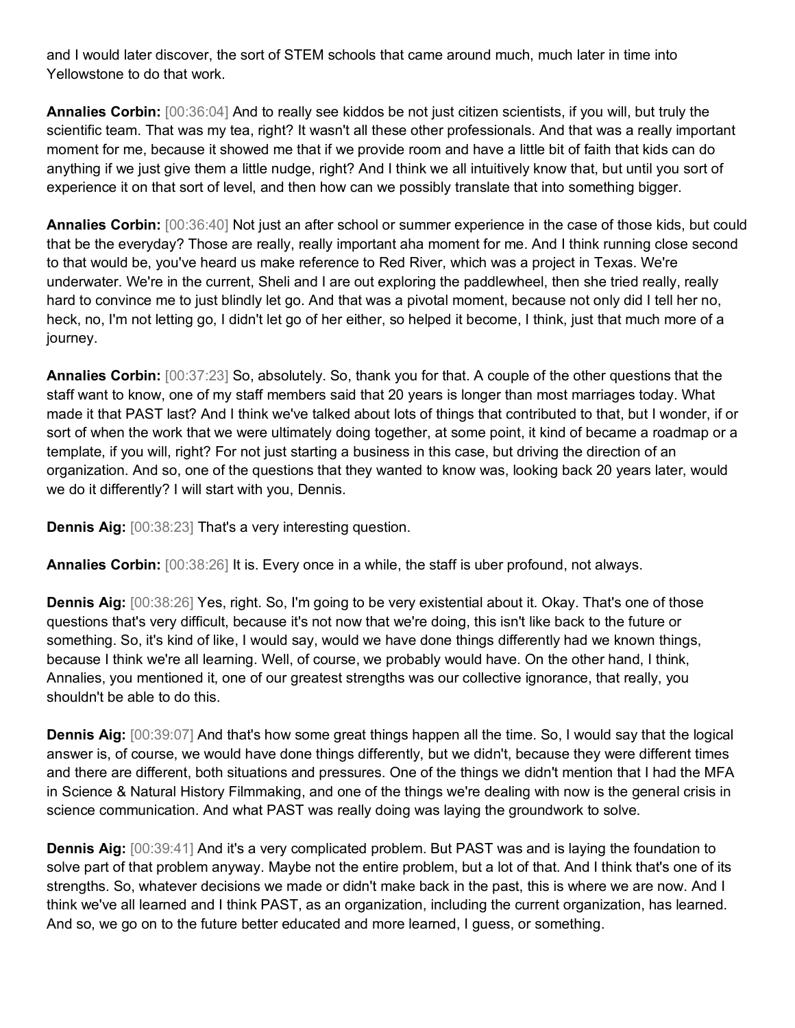and I would later discover, the sort of STEM schools that came around much, much later in time into Yellowstone to do that work.

**Annalies Corbin:** [00:36:04] And to really see kiddos be not just citizen scientists, if you will, but truly the scientific team. That was my tea, right? It wasn't all these other professionals. And that was a really important moment for me, because it showed me that if we provide room and have a little bit of faith that kids can do anything if we just give them a little nudge, right? And I think we all intuitively know that, but until you sort of experience it on that sort of level, and then how can we possibly translate that into something bigger.

**Annalies Corbin:** [00:36:40] Not just an after school or summer experience in the case of those kids, but could that be the everyday? Those are really, really important aha moment for me. And I think running close second to that would be, you've heard us make reference to Red River, which was a project in Texas. We're underwater. We're in the current, Sheli and I are out exploring the paddlewheel, then she tried really, really hard to convince me to just blindly let go. And that was a pivotal moment, because not only did I tell her no, heck, no, I'm not letting go, I didn't let go of her either, so helped it become, I think, just that much more of a journey.

**Annalies Corbin:** [00:37:23] So, absolutely. So, thank you for that. A couple of the other questions that the staff want to know, one of my staff members said that 20 years is longer than most marriages today. What made it that PAST last? And I think we've talked about lots of things that contributed to that, but I wonder, if or sort of when the work that we were ultimately doing together, at some point, it kind of became a roadmap or a template, if you will, right? For not just starting a business in this case, but driving the direction of an organization. And so, one of the questions that they wanted to know was, looking back 20 years later, would we do it differently? I will start with you, Dennis.

**Dennis Aig:** [00:38:23] That's a very interesting question.

**Annalies Corbin:** [00:38:26] It is. Every once in a while, the staff is uber profound, not always.

**Dennis Aig:** [00:38:26] Yes, right. So, I'm going to be very existential about it. Okay. That's one of those questions that's very difficult, because it's not now that we're doing, this isn't like back to the future or something. So, it's kind of like, I would say, would we have done things differently had we known things, because I think we're all learning. Well, of course, we probably would have. On the other hand, I think, Annalies, you mentioned it, one of our greatest strengths was our collective ignorance, that really, you shouldn't be able to do this.

**Dennis Aig:** [00:39:07] And that's how some great things happen all the time. So, I would say that the logical answer is, of course, we would have done things differently, but we didn't, because they were different times and there are different, both situations and pressures. One of the things we didn't mention that I had the MFA in Science & Natural History Filmmaking, and one of the things we're dealing with now is the general crisis in science communication. And what PAST was really doing was laying the groundwork to solve.

**Dennis Aig:** [00:39:41] And it's a very complicated problem. But PAST was and is laying the foundation to solve part of that problem anyway. Maybe not the entire problem, but a lot of that. And I think that's one of its strengths. So, whatever decisions we made or didn't make back in the past, this is where we are now. And I think we've all learned and I think PAST, as an organization, including the current organization, has learned. And so, we go on to the future better educated and more learned, I guess, or something.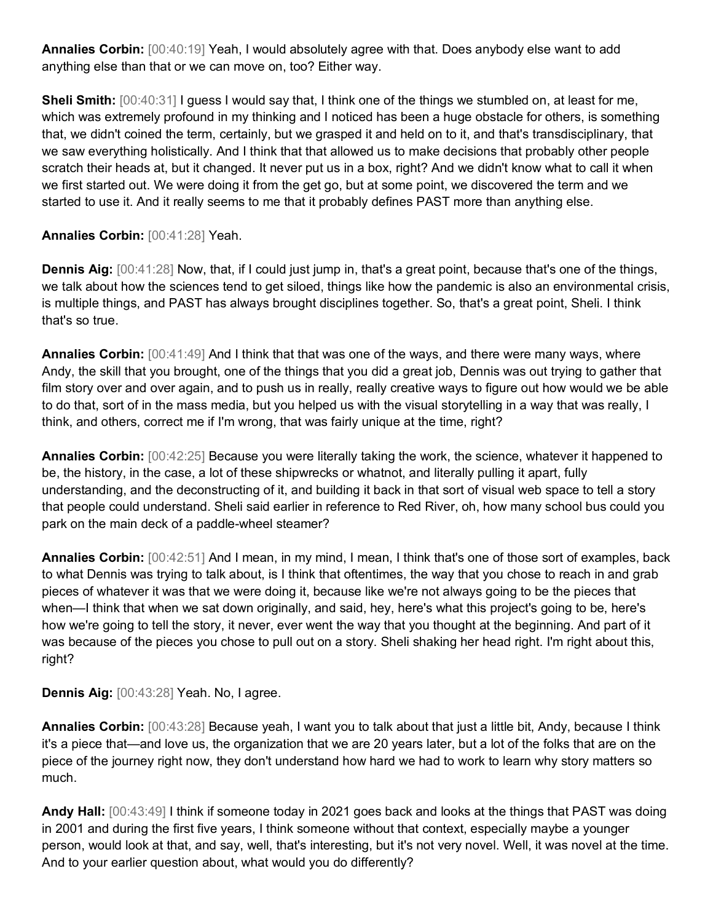**Annalies Corbin:** [00:40:19] Yeah, I would absolutely agree with that. Does anybody else want to add anything else than that or we can move on, too? Either way.

**Sheli Smith:** [00:40:31] I guess I would say that, I think one of the things we stumbled on, at least for me, which was extremely profound in my thinking and I noticed has been a huge obstacle for others, is something that, we didn't coined the term, certainly, but we grasped it and held on to it, and that's transdisciplinary, that we saw everything holistically. And I think that that allowed us to make decisions that probably other people scratch their heads at, but it changed. It never put us in a box, right? And we didn't know what to call it when we first started out. We were doing it from the get go, but at some point, we discovered the term and we started to use it. And it really seems to me that it probably defines PAST more than anything else.

**Annalies Corbin:** [00:41:28] Yeah.

**Dennis Aig:** [00:41:28] Now, that, if I could just jump in, that's a great point, because that's one of the things, we talk about how the sciences tend to get siloed, things like how the pandemic is also an environmental crisis, is multiple things, and PAST has always brought disciplines together. So, that's a great point, Sheli. I think that's so true.

**Annalies Corbin:** [00:41:49] And I think that that was one of the ways, and there were many ways, where Andy, the skill that you brought, one of the things that you did a great job, Dennis was out trying to gather that film story over and over again, and to push us in really, really creative ways to figure out how would we be able to do that, sort of in the mass media, but you helped us with the visual storytelling in a way that was really, I think, and others, correct me if I'm wrong, that was fairly unique at the time, right?

**Annalies Corbin:** [00:42:25] Because you were literally taking the work, the science, whatever it happened to be, the history, in the case, a lot of these shipwrecks or whatnot, and literally pulling it apart, fully understanding, and the deconstructing of it, and building it back in that sort of visual web space to tell a story that people could understand. Sheli said earlier in reference to Red River, oh, how many school bus could you park on the main deck of a paddle-wheel steamer?

**Annalies Corbin:** [00:42:51] And I mean, in my mind, I mean, I think that's one of those sort of examples, back to what Dennis was trying to talk about, is I think that oftentimes, the way that you chose to reach in and grab pieces of whatever it was that we were doing it, because like we're not always going to be the pieces that when—I think that when we sat down originally, and said, hey, here's what this project's going to be, here's how we're going to tell the story, it never, ever went the way that you thought at the beginning. And part of it was because of the pieces you chose to pull out on a story. Sheli shaking her head right. I'm right about this, right?

**Dennis Aig:** [00:43:28] Yeah. No, I agree.

**Annalies Corbin:** [00:43:28] Because yeah, I want you to talk about that just a little bit, Andy, because I think it's a piece that—and love us, the organization that we are 20 years later, but a lot of the folks that are on the piece of the journey right now, they don't understand how hard we had to work to learn why story matters so much.

**Andy Hall:** [00:43:49] I think if someone today in 2021 goes back and looks at the things that PAST was doing in 2001 and during the first five years, I think someone without that context, especially maybe a younger person, would look at that, and say, well, that's interesting, but it's not very novel. Well, it was novel at the time. And to your earlier question about, what would you do differently?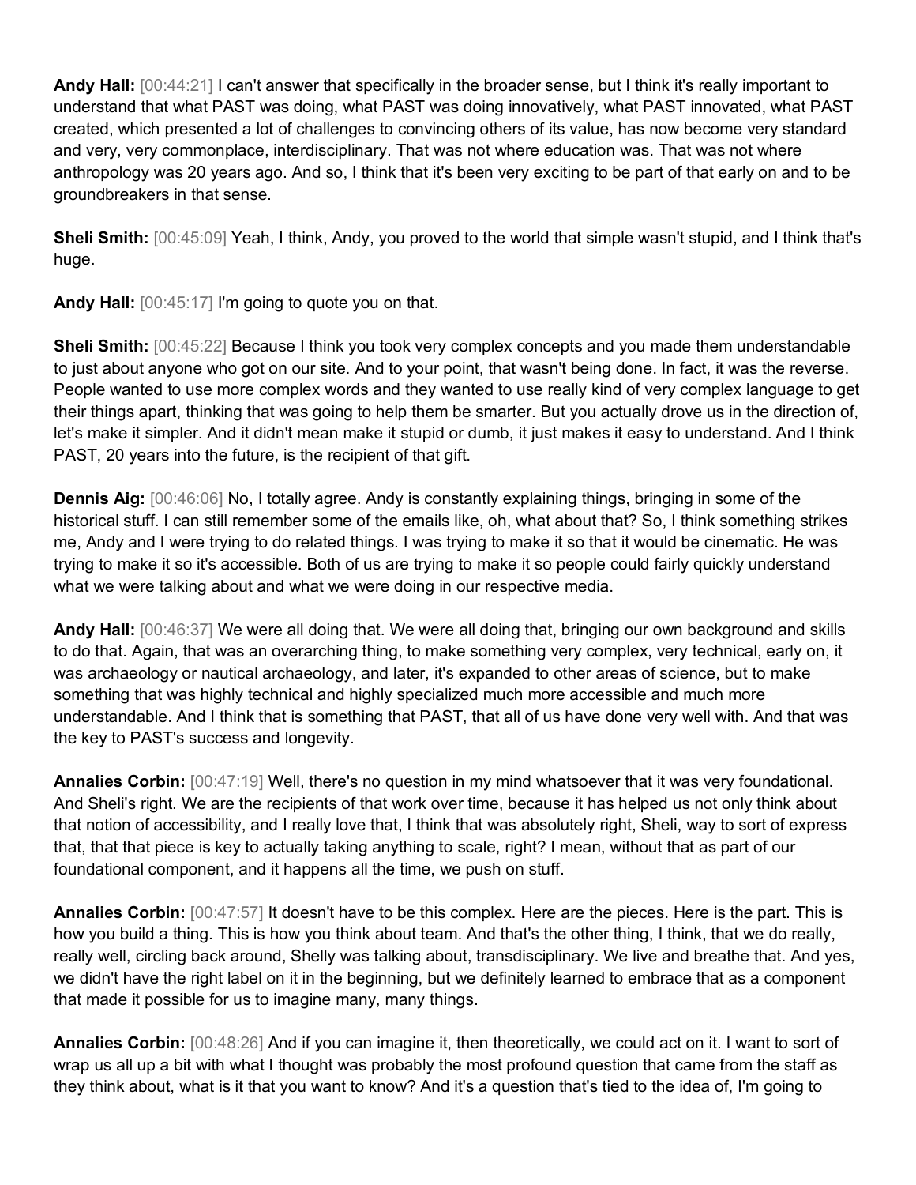**Andy Hall:** [00:44:21] I can't answer that specifically in the broader sense, but I think it's really important to understand that what PAST was doing, what PAST was doing innovatively, what PAST innovated, what PAST created, which presented a lot of challenges to convincing others of its value, has now become very standard and very, very commonplace, interdisciplinary. That was not where education was. That was not where anthropology was 20 years ago. And so, I think that it's been very exciting to be part of that early on and to be groundbreakers in that sense.

**Sheli Smith:** [00:45:09] Yeah, I think, Andy, you proved to the world that simple wasn't stupid, and I think that's huge.

**Andy Hall:** [00:45:17] I'm going to quote you on that.

**Sheli Smith:** [00:45:22] Because I think you took very complex concepts and you made them understandable to just about anyone who got on our site. And to your point, that wasn't being done. In fact, it was the reverse. People wanted to use more complex words and they wanted to use really kind of very complex language to get their things apart, thinking that was going to help them be smarter. But you actually drove us in the direction of, let's make it simpler. And it didn't mean make it stupid or dumb, it just makes it easy to understand. And I think PAST, 20 years into the future, is the recipient of that gift.

**Dennis Aig:** [00:46:06] No, I totally agree. Andy is constantly explaining things, bringing in some of the historical stuff. I can still remember some of the emails like, oh, what about that? So, I think something strikes me, Andy and I were trying to do related things. I was trying to make it so that it would be cinematic. He was trying to make it so it's accessible. Both of us are trying to make it so people could fairly quickly understand what we were talking about and what we were doing in our respective media.

**Andy Hall:** [00:46:37] We were all doing that. We were all doing that, bringing our own background and skills to do that. Again, that was an overarching thing, to make something very complex, very technical, early on, it was archaeology or nautical archaeology, and later, it's expanded to other areas of science, but to make something that was highly technical and highly specialized much more accessible and much more understandable. And I think that is something that PAST, that all of us have done very well with. And that was the key to PAST's success and longevity.

**Annalies Corbin:** [00:47:19] Well, there's no question in my mind whatsoever that it was very foundational. And Sheli's right. We are the recipients of that work over time, because it has helped us not only think about that notion of accessibility, and I really love that, I think that was absolutely right, Sheli, way to sort of express that, that that piece is key to actually taking anything to scale, right? I mean, without that as part of our foundational component, and it happens all the time, we push on stuff.

**Annalies Corbin:** [00:47:57] It doesn't have to be this complex. Here are the pieces. Here is the part. This is how you build a thing. This is how you think about team. And that's the other thing, I think, that we do really, really well, circling back around, Shelly was talking about, transdisciplinary. We live and breathe that. And yes, we didn't have the right label on it in the beginning, but we definitely learned to embrace that as a component that made it possible for us to imagine many, many things.

**Annalies Corbin:** [00:48:26] And if you can imagine it, then theoretically, we could act on it. I want to sort of wrap us all up a bit with what I thought was probably the most profound question that came from the staff as they think about, what is it that you want to know? And it's a question that's tied to the idea of, I'm going to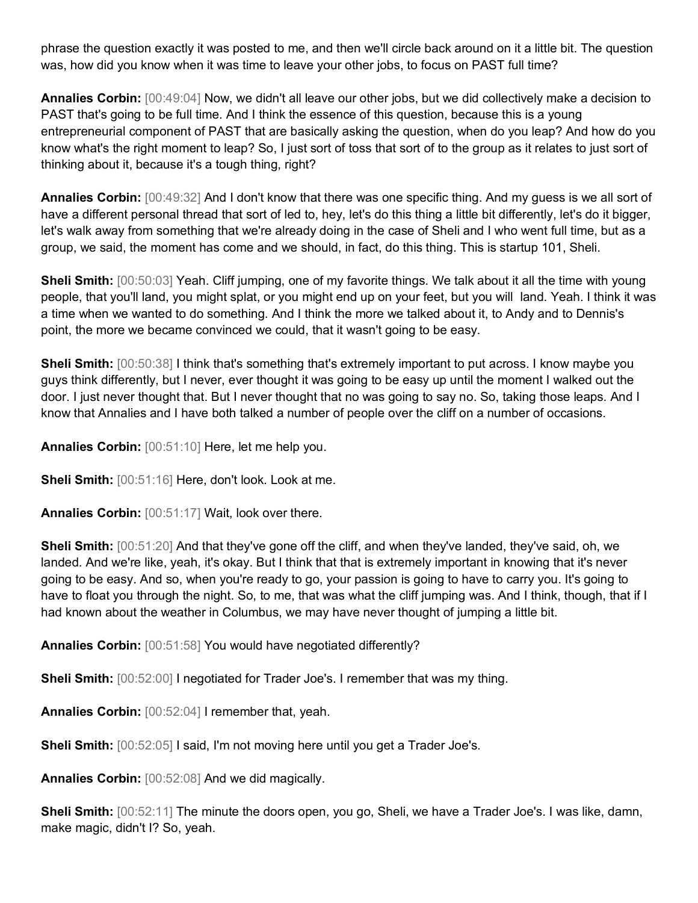phrase the question exactly it was posted to me, and then we'll circle back around on it a little bit. The question was, how did you know when it was time to leave your other jobs, to focus on PAST full time?

**Annalies Corbin:** [00:49:04] Now, we didn't all leave our other jobs, but we did collectively make a decision to PAST that's going to be full time. And I think the essence of this question, because this is a young entrepreneurial component of PAST that are basically asking the question, when do you leap? And how do you know what's the right moment to leap? So, I just sort of toss that sort of to the group as it relates to just sort of thinking about it, because it's a tough thing, right?

**Annalies Corbin:** [00:49:32] And I don't know that there was one specific thing. And my guess is we all sort of have a different personal thread that sort of led to, hey, let's do this thing a little bit differently, let's do it bigger, let's walk away from something that we're already doing in the case of Sheli and I who went full time, but as a group, we said, the moment has come and we should, in fact, do this thing. This is startup 101, Sheli.

**Sheli Smith:** [00:50:03] Yeah. Cliff jumping, one of my favorite things. We talk about it all the time with young people, that you'll land, you might splat, or you might end up on your feet, but you will land. Yeah. I think it was a time when we wanted to do something. And I think the more we talked about it, to Andy and to Dennis's point, the more we became convinced we could, that it wasn't going to be easy.

**Sheli Smith:** [00:50:38] I think that's something that's extremely important to put across. I know maybe you guys think differently, but I never, ever thought it was going to be easy up until the moment I walked out the door. I just never thought that. But I never thought that no was going to say no. So, taking those leaps. And I know that Annalies and I have both talked a number of people over the cliff on a number of occasions.

**Annalies Corbin:** [00:51:10] Here, let me help you.

**Sheli Smith:** [00:51:16] Here, don't look. Look at me.

**Annalies Corbin:** [00:51:17] Wait, look over there.

**Sheli Smith:** [00:51:20] And that they've gone off the cliff, and when they've landed, they've said, oh, we landed. And we're like, yeah, it's okay. But I think that that is extremely important in knowing that it's never going to be easy. And so, when you're ready to go, your passion is going to have to carry you. It's going to have to float you through the night. So, to me, that was what the cliff jumping was. And I think, though, that if I had known about the weather in Columbus, we may have never thought of jumping a little bit.

**Annalies Corbin:** [00:51:58] You would have negotiated differently?

**Sheli Smith:** [00:52:00] I negotiated for Trader Joe's. I remember that was my thing.

**Annalies Corbin:** [00:52:04] I remember that, yeah.

**Sheli Smith:** [00:52:05] I said, I'm not moving here until you get a Trader Joe's.

**Annalies Corbin:** [00:52:08] And we did magically.

**Sheli Smith:** [00:52:11] The minute the doors open, you go, Sheli, we have a Trader Joe's. I was like, damn, make magic, didn't I? So, yeah.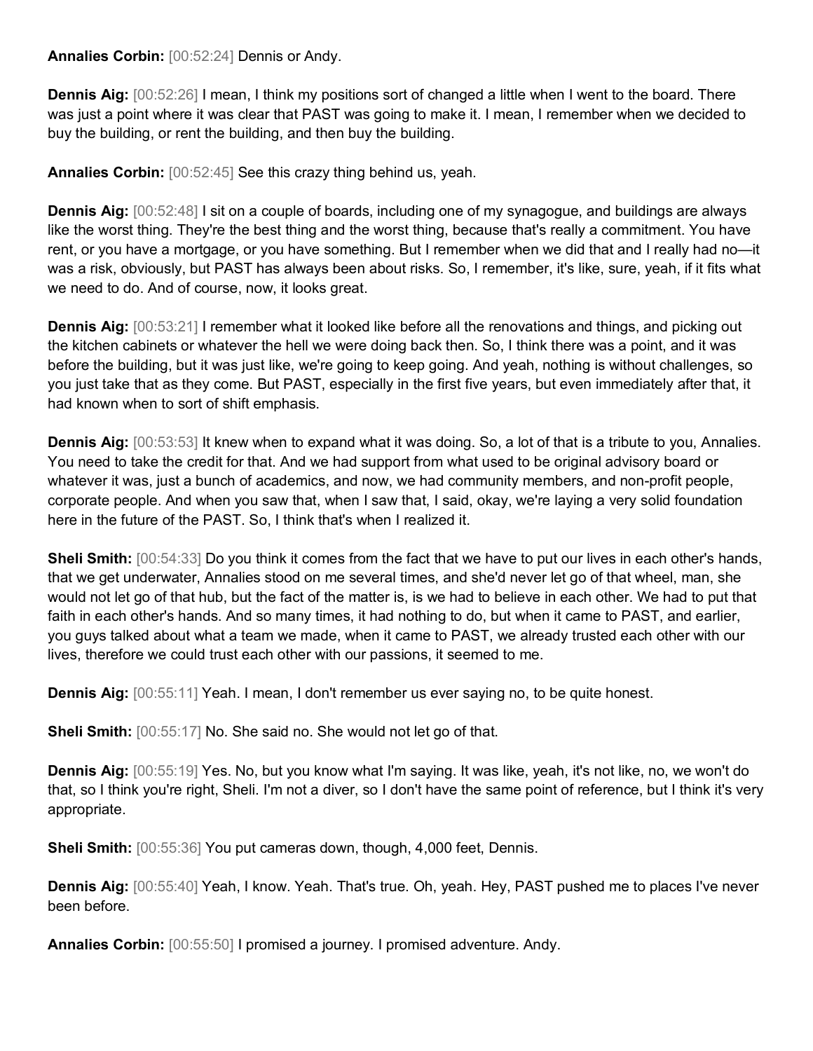**Annalies Corbin:** [00:52:24] Dennis or Andy.

**Dennis Aig:** [00:52:26] I mean, I think my positions sort of changed a little when I went to the board. There was just a point where it was clear that PAST was going to make it. I mean, I remember when we decided to buy the building, or rent the building, and then buy the building.

**Annalies Corbin:** [00:52:45] See this crazy thing behind us, yeah.

**Dennis Aig:** [00:52:48] I sit on a couple of boards, including one of my synagogue, and buildings are always like the worst thing. They're the best thing and the worst thing, because that's really a commitment. You have rent, or you have a mortgage, or you have something. But I remember when we did that and I really had no—it was a risk, obviously, but PAST has always been about risks. So, I remember, it's like, sure, yeah, if it fits what we need to do. And of course, now, it looks great.

**Dennis Aig:** [00:53:21] I remember what it looked like before all the renovations and things, and picking out the kitchen cabinets or whatever the hell we were doing back then. So, I think there was a point, and it was before the building, but it was just like, we're going to keep going. And yeah, nothing is without challenges, so you just take that as they come. But PAST, especially in the first five years, but even immediately after that, it had known when to sort of shift emphasis.

**Dennis Aig:** [00:53:53] It knew when to expand what it was doing. So, a lot of that is a tribute to you, Annalies. You need to take the credit for that. And we had support from what used to be original advisory board or whatever it was, just a bunch of academics, and now, we had community members, and non-profit people, corporate people. And when you saw that, when I saw that, I said, okay, we're laying a very solid foundation here in the future of the PAST. So, I think that's when I realized it.

**Sheli Smith:** [00:54:33] Do you think it comes from the fact that we have to put our lives in each other's hands, that we get underwater, Annalies stood on me several times, and she'd never let go of that wheel, man, she would not let go of that hub, but the fact of the matter is, is we had to believe in each other. We had to put that faith in each other's hands. And so many times, it had nothing to do, but when it came to PAST, and earlier, you guys talked about what a team we made, when it came to PAST, we already trusted each other with our lives, therefore we could trust each other with our passions, it seemed to me.

**Dennis Aig:** [00:55:11] Yeah. I mean, I don't remember us ever saying no, to be quite honest.

**Sheli Smith:** [00:55:17] No. She said no. She would not let go of that.

**Dennis Aig:** [00:55:19] Yes. No, but you know what I'm saying. It was like, yeah, it's not like, no, we won't do that, so I think you're right, Sheli. I'm not a diver, so I don't have the same point of reference, but I think it's very appropriate.

**Sheli Smith:** [00:55:36] You put cameras down, though, 4,000 feet, Dennis.

**Dennis Aig:** [00:55:40] Yeah, I know. Yeah. That's true. Oh, yeah. Hey, PAST pushed me to places I've never been before.

**Annalies Corbin:** [00:55:50] I promised a journey. I promised adventure. Andy.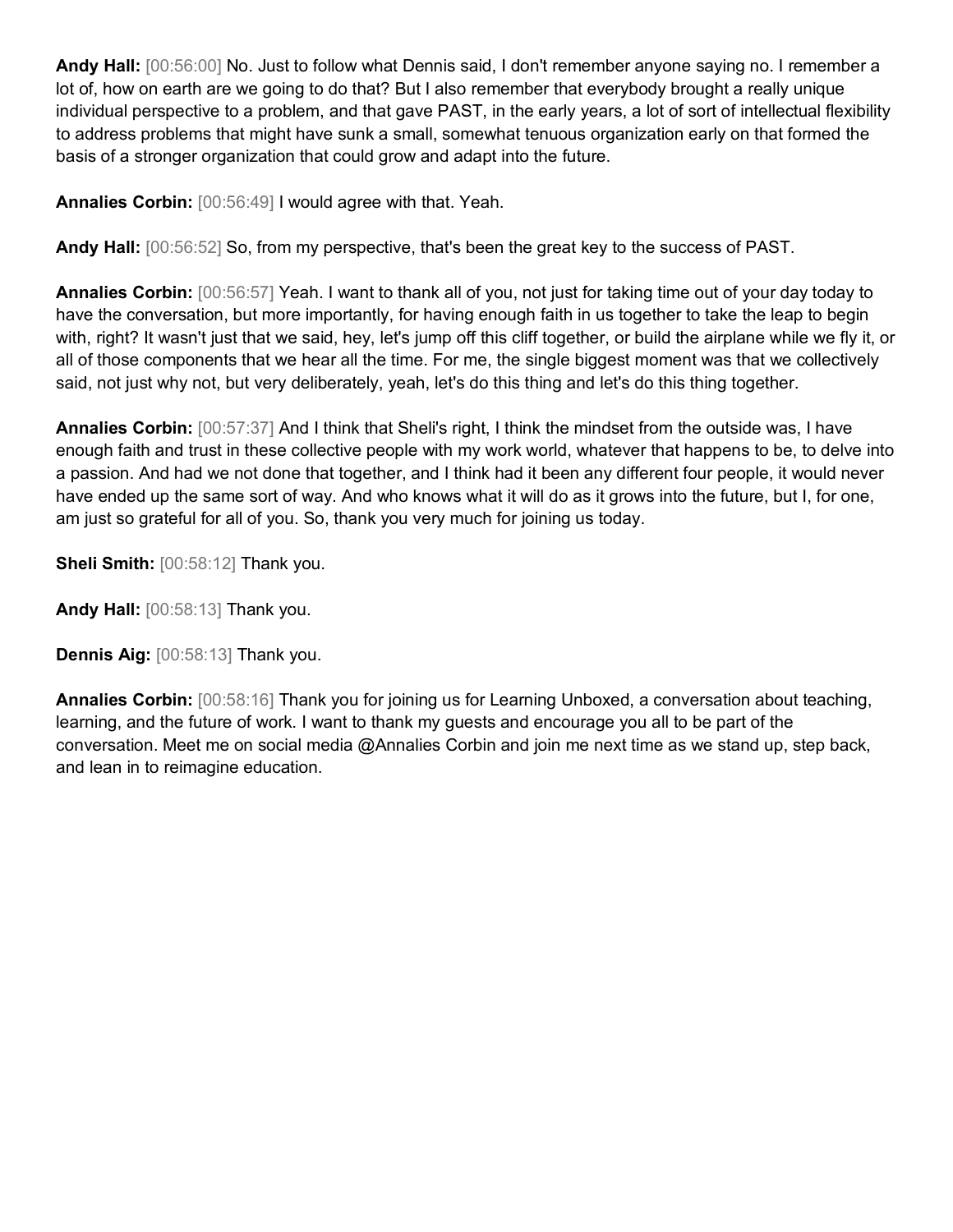**Andy Hall:** [00:56:00] No. Just to follow what Dennis said, I don't remember anyone saying no. I remember a lot of, how on earth are we going to do that? But I also remember that everybody brought a really unique individual perspective to a problem, and that gave PAST, in the early years, a lot of sort of intellectual flexibility to address problems that might have sunk a small, somewhat tenuous organization early on that formed the basis of a stronger organization that could grow and adapt into the future.

**Annalies Corbin:** [00:56:49] I would agree with that. Yeah.

**Andy Hall:** [00:56:52] So, from my perspective, that's been the great key to the success of PAST.

**Annalies Corbin:** [00:56:57] Yeah. I want to thank all of you, not just for taking time out of your day today to have the conversation, but more importantly, for having enough faith in us together to take the leap to begin with, right? It wasn't just that we said, hey, let's jump off this cliff together, or build the airplane while we fly it, or all of those components that we hear all the time. For me, the single biggest moment was that we collectively said, not just why not, but very deliberately, yeah, let's do this thing and let's do this thing together.

**Annalies Corbin:** [00:57:37] And I think that Sheli's right, I think the mindset from the outside was, I have enough faith and trust in these collective people with my work world, whatever that happens to be, to delve into a passion. And had we not done that together, and I think had it been any different four people, it would never have ended up the same sort of way. And who knows what it will do as it grows into the future, but I, for one, am just so grateful for all of you. So, thank you very much for joining us today.

**Sheli Smith:** [00:58:12] Thank you.

**Andy Hall:** [00:58:13] Thank you.

**Dennis Aig:** [00:58:13] Thank you.

**Annalies Corbin:** [00:58:16] Thank you for joining us for Learning Unboxed, a conversation about teaching, learning, and the future of work. I want to thank my guests and encourage you all to be part of the conversation. Meet me on social media @Annalies Corbin and join me next time as we stand up, step back, and lean in to reimagine education.